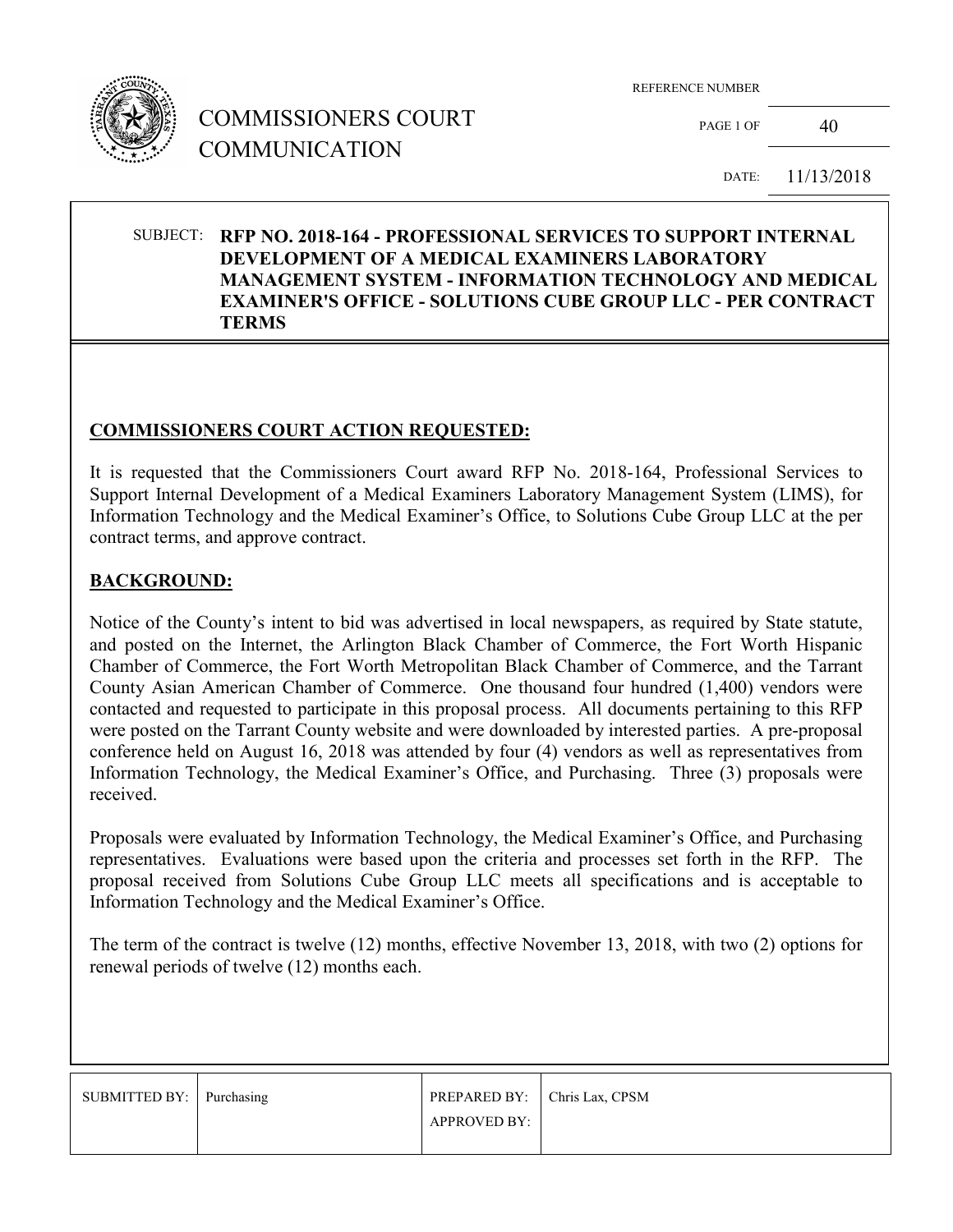# COMMISSIONERS COURT COMMUNICATION

| REFERENCE NUMBER | |
|---|---|
| PAGE 1 OF | 40 |
| DATE: | 11/13/2018 |

**SUBJECT: RFP NO. 2018-164 - PROFESSIONAL SERVICES TO SUPPORT INTERNAL DEVELOPMENT OF A MEDICAL EXAMINERS LABORATORY MANAGEMENT SYSTEM - INFORMATION TECHNOLOGY AND MEDICAL EXAMINER'S OFFICE - SOLUTIONS CUBE GROUP LLC - PER CONTRACT TERMS**

## COMMISSIONERS COURT ACTION REQUESTED:

It is requested that the Commissioners Court award RFP No. 2018-164, Professional Services to Support Internal Development of a Medical Examiners Laboratory Management System (LIMS), for Information Technology and the Medical Examiner's Office, to Solutions Cube Group LLC at the per contract terms, and approve contract.

## BACKGROUND:

Notice of the County's intent to bid was advertised in local newspapers, as required by State statute, and posted on the Internet, the Arlington Black Chamber of Commerce, the Fort Worth Hispanic Chamber of Commerce, the Fort Worth Metropolitan Black Chamber of Commerce, and the Tarrant County Asian American Chamber of Commerce. One thousand four hundred (1,400) vendors were contacted and requested to participate in this proposal process. All documents pertaining to this RFP were posted on the Tarrant County website and were downloaded by interested parties. A pre-proposal conference held on August 16, 2018 was attended by four (4) vendors as well as representatives from Information Technology, the Medical Examiner's Office, and Purchasing. Three (3) proposals were received.

Proposals were evaluated by Information Technology, the Medical Examiner's Office, and Purchasing representatives. Evaluations were based upon the criteria and processes set forth in the RFP. The proposal received from Solutions Cube Group LLC meets all specifications and is acceptable to Information Technology and the Medical Examiner's Office.

The term of the contract is twelve (12) months, effective November 13, 2018, with two (2) options for renewal periods of twelve (12) months each.

| SUBMITTED BY: | Purchasing | PREPARED BY: | Chris Lax, CPSM |
|---|---|---|---|
| | | APPROVED BY: | |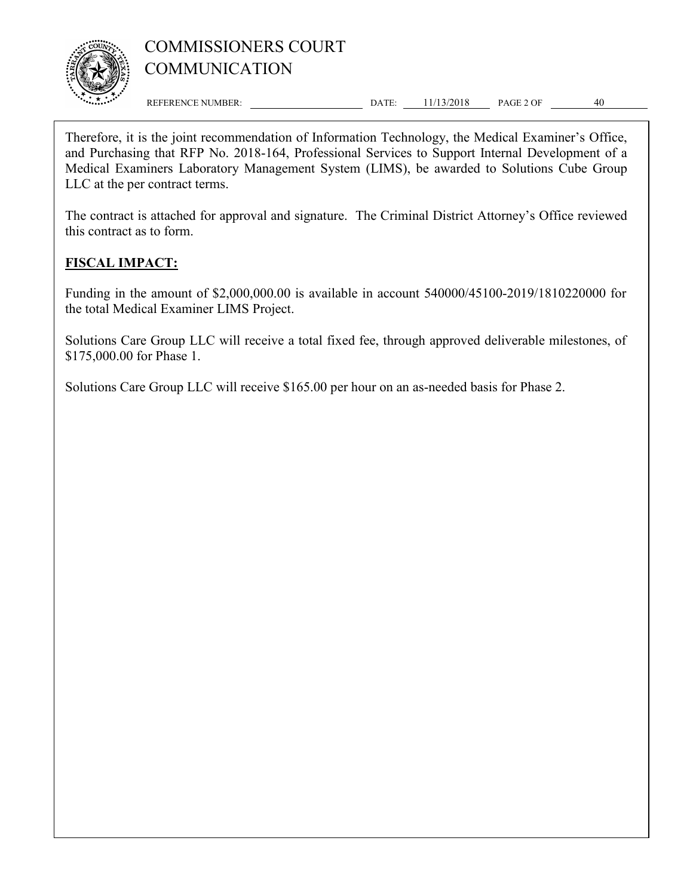Therefore, it is the joint recommendation of Information Technology, the Medical Examiner's Office, and Purchasing that RFP No. 2018-164, Professional Services to Support Internal Development of a Medical Examiners Laboratory Management System (LIMS), be awarded to Solutions Cube Group LLC at the per contract terms.

The contract is attached for approval and signature. The Criminal District Attorney's Office reviewed this contract as to form.

**FISCAL IMPACT:**

Funding in the amount of $2,000,000.00 is available in account 540000/45100-2019/1810220000 for the total Medical Examiner LIMS Project.

Solutions Care Group LLC will receive a total fixed fee, through approved deliverable milestones, of $175,000.00 for Phase 1.

Solutions Care Group LLC will receive $165.00 per hour on an as-needed basis for Phase 2.